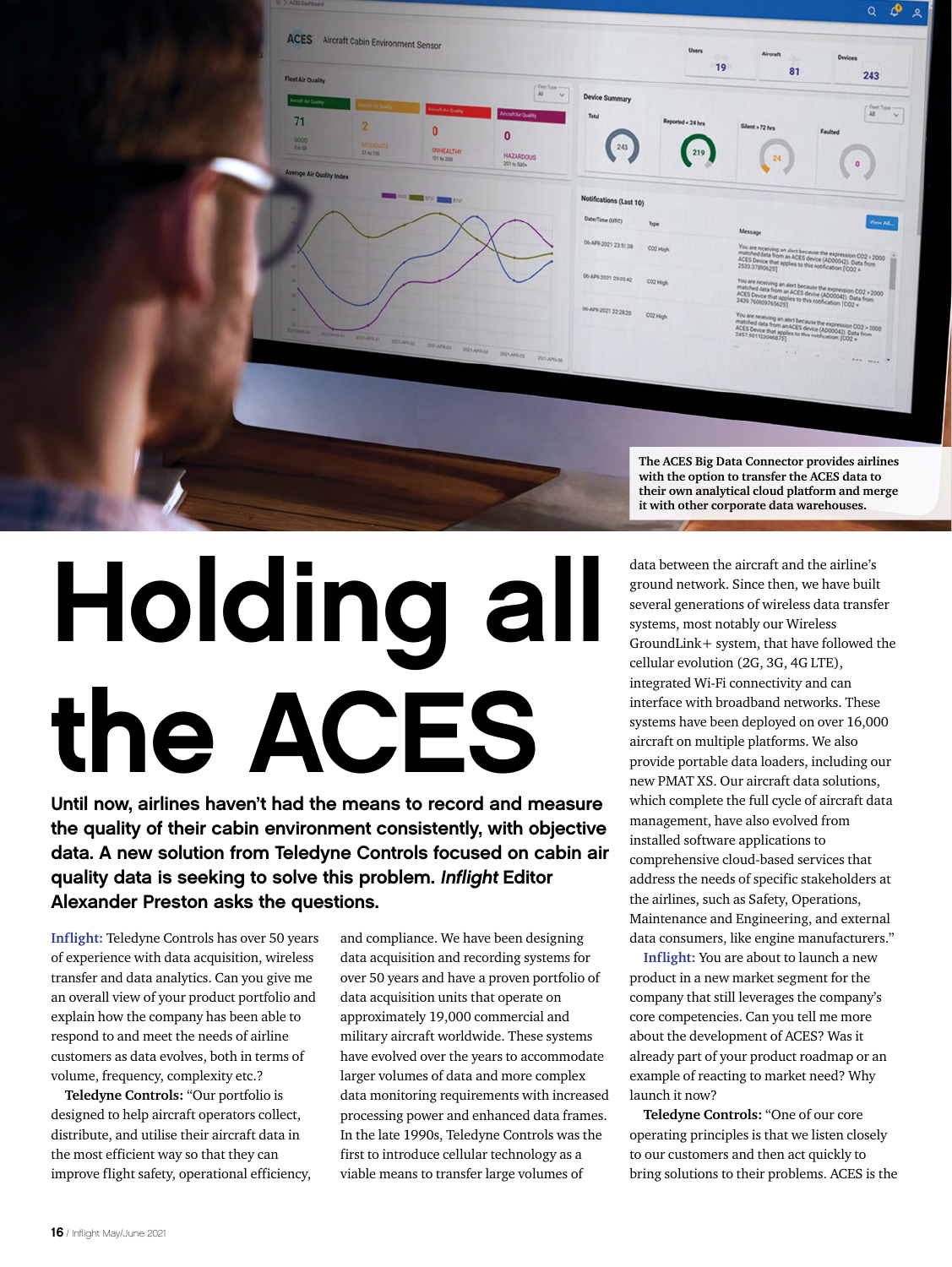The ACES Big Data Connector provides airlines with the option to transfer the ACES data to their own analytical cloud platform and merge it with other corporate data warehouses.

# Holding all the ACES

**Until now, airlines haven't had the means to record and measure the quality of their cabin environment consistently, with objective data. A new solution from Teledyne Controls focused on cabin air quality data is seeking to solve this problem. *Inflight* Editor Alexander Preston asks the questions.**

**Inflight:** Teledyne Controls has over 50 years of experience with data acquisition, wireless transfer and data analytics. Can you give me an overall view of your product portfolio and explain how the company has been able to respond to and meet the needs of airline customers as data evolves, both in terms of volume, frequency, complexity etc.?

**Teledyne Controls:** "Our portfolio is designed to help aircraft operators collect, distribute, and utilise their aircraft data in the most efficient way so that they can improve flight safety, operational efficiency, and compliance. We have been designing data acquisition and recording systems for over 50 years and have a proven portfolio of data acquisition units that operate on approximately 19,000 commercial and military aircraft worldwide. These systems have evolved over the years to accommodate larger volumes of data and more complex data monitoring requirements with increased processing power and enhanced data frames. In the late 1990s, Teledyne Controls was the first to introduce cellular technology as a viable means to transfer large volumes of data between the aircraft and the airline's ground network. Since then, we have built several generations of wireless data transfer systems, most notably our Wireless GroundLink+ system, that have followed the cellular evolution (2G, 3G, 4G LTE), integrated Wi-Fi connectivity and can interface with broadband networks. These systems have been deployed on over 16,000 aircraft on multiple platforms. We also provide portable data loaders, including our new PMAT XS. Our aircraft data solutions, which complete the full cycle of aircraft data management, have also evolved from installed software applications to comprehensive cloud-based services that address the needs of specific stakeholders at the airlines, such as Safety, Operations, Maintenance and Engineering, and external data consumers, like engine manufacturers."

**Inflight:** You are about to launch a new product in a new market segment for the company that still leverages the company's core competencies. Can you tell me more about the development of ACES? Was it already part of your product roadmap or an example of reacting to market need? Why launch it now?

**Teledyne Controls:** "One of our core operating principles is that we listen closely to our customers and then act quickly to bring solutions to their problems. ACES is the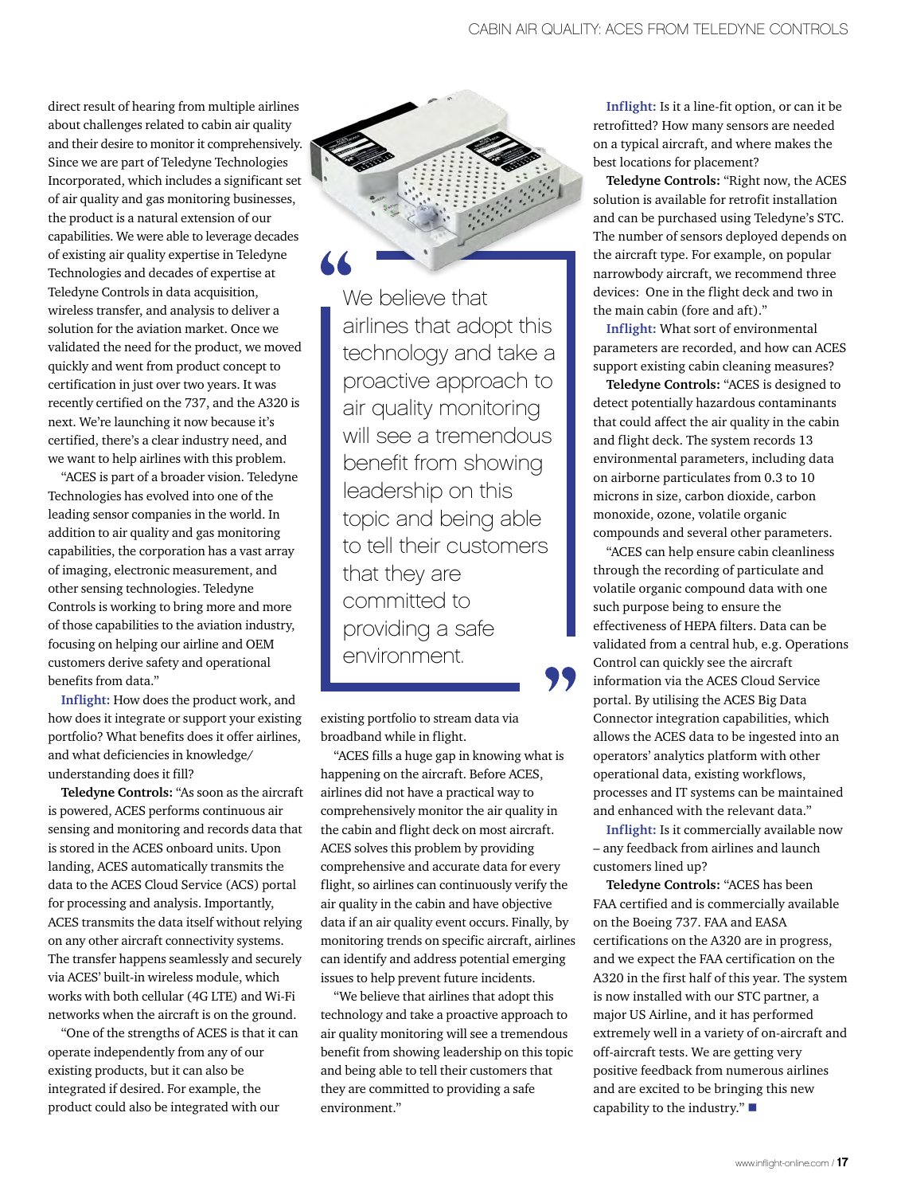direct result of hearing from multiple airlines about challenges related to cabin air quality and their desire to monitor it comprehensively. Since we are part of Teledyne Technologies Incorporated, which includes a significant set of air quality and gas monitoring businesses, the product is a natural extension of our capabilities. We were able to leverage decades of existing air quality expertise in Teledyne Technologies and decades of expertise at Teledyne Controls in data acquisition, wireless transfer, and analysis to deliver a solution for the aviation market. Once we validated the need for the product, we moved quickly and went from product concept to certification in just over two years. It was recently certified on the 737, and the A320 is next. We're launching it now because it's certified, there's a clear industry need, and we want to help airlines with this problem.

"ACES is part of a broader vision. Teledyne Technologies has evolved into one of the leading sensor companies in the world. In addition to air quality and gas monitoring capabilities, the corporation has a vast array of imaging, electronic measurement, and other sensing technologies. Teledyne Controls is working to bring more and more of those capabilities to the aviation industry, focusing on helping our airline and OEM customers derive safety and operational benefits from data."

**Inflight:** How does the product work, and how does it integrate or support your existing portfolio? What benefits does it offer airlines, and what deficiencies in knowledge/understanding does it fill?

**Teledyne Controls:** "As soon as the aircraft is powered, ACES performs continuous air sensing and monitoring and records data that is stored in the ACES onboard units. Upon landing, ACES automatically transmits the data to the ACES Cloud Service (ACS) portal for processing and analysis. Importantly, ACES transmits the data itself without relying on any other aircraft connectivity systems. The transfer happens seamlessly and securely via ACES' built-in wireless module, which works with both cellular (4G LTE) and Wi-Fi networks when the aircraft is on the ground.

"One of the strengths of ACES is that it can operate independently from any of our existing products, but it can also be integrated if desired. For example, the product could also be integrated with our existing portfolio to stream data via broadband while in flight.

> "We believe that airlines that adopt this technology and take a proactive approach to air quality monitoring will see a tremendous benefit from showing leadership on this topic and being able to tell their customers that they are committed to providing a safe environment."

"ACES fills a huge gap in knowing what is happening on the aircraft. Before ACES, airlines did not have a practical way to comprehensively monitor the air quality in the cabin and flight deck on most aircraft. ACES solves this problem by providing comprehensive and accurate data for every flight, so airlines can continuously verify the air quality in the cabin and have objective data if an air quality event occurs. Finally, by monitoring trends on specific aircraft, airlines can identify and address potential emerging issues to help prevent future incidents.

"We believe that airlines that adopt this technology and take a proactive approach to air quality monitoring will see a tremendous benefit from showing leadership on this topic and being able to tell their customers that they are committed to providing a safe environment."

**Inflight:** Is it a line-fit option, or can it be retrofitted? How many sensors are needed on a typical aircraft, and where makes the best locations for placement?

**Teledyne Controls:** "Right now, the ACES solution is available for retrofit installation and can be purchased using Teledyne's STC. The number of sensors deployed depends on the aircraft type. For example, on popular narrowbody aircraft, we recommend three devices: One in the flight deck and two in the main cabin (fore and aft)."

**Inflight:** What sort of environmental parameters are recorded, and how can ACES support existing cabin cleaning measures?

**Teledyne Controls:** "ACES is designed to detect potentially hazardous contaminants that could affect the air quality in the cabin and flight deck. The system records 13 environmental parameters, including data on airborne particulates from 0.3 to 10 microns in size, carbon dioxide, carbon monoxide, ozone, volatile organic compounds and several other parameters.

"ACES can help ensure cabin cleanliness through the recording of particulate and volatile organic compound data with one such purpose being to ensure the effectiveness of HEPA filters. Data can be validated from a central hub, e.g. Operations Control can quickly see the aircraft information via the ACES Cloud Service portal. By utilising the ACES Big Data Connector integration capabilities, which allows the ACES data to be ingested into an operators' analytics platform with other operational data, existing workflows, processes and IT systems can be maintained and enhanced with the relevant data."

**Inflight:** Is it commercially available now – any feedback from airlines and launch customers lined up?

**Teledyne Controls:** "ACES has been FAA certified and is commercially available on the Boeing 737. FAA and EASA certifications on the A320 are in progress, and we expect the FAA certification on the A320 in the first half of this year. The system is now installed with our STC partner, a major US Airline, and it has performed extremely well in a variety of on-aircraft and off-aircraft tests. We are getting very positive feedback from numerous airlines and are excited to be bringing this new capability to the industry." ■